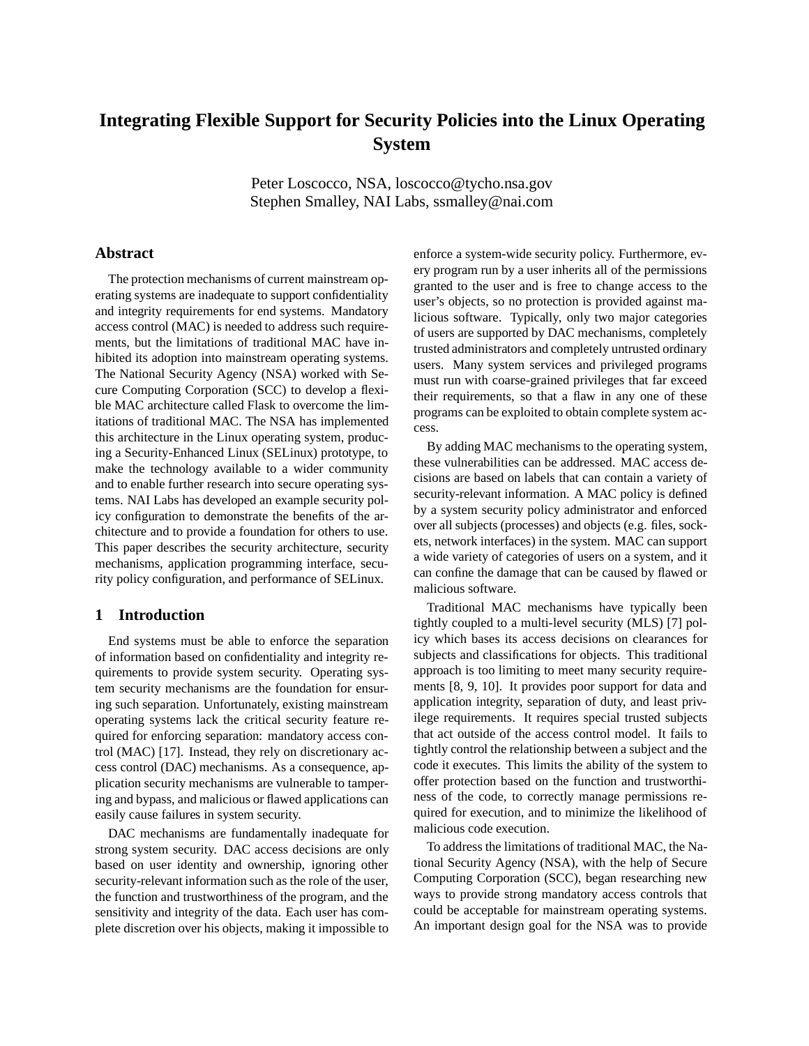# Integrating Flexible Support for Security Policies into the Linux Operating System

Peter Loscocco, NSA, loscocco@tycho.nsa.gov
Stephen Smalley, NAI Labs, ssmalley@nai.com

## Abstract

The protection mechanisms of current mainstream operating systems are inadequate to support confidentiality and integrity requirements for end systems. Mandatory access control (MAC) is needed to address such requirements, but the limitations of traditional MAC have inhibited its adoption into mainstream operating systems. The National Security Agency (NSA) worked with Secure Computing Corporation (SCC) to develop a flexible MAC architecture called Flask to overcome the limitations of traditional MAC. The NSA has implemented this architecture in the Linux operating system, producing a Security-Enhanced Linux (SELinux) prototype, to make the technology available to a wider community and to enable further research into secure operating systems. NAI Labs has developed an example security policy configuration to demonstrate the benefits of the architecture and to provide a foundation for others to use. This paper describes the security architecture, security mechanisms, application programming interface, security policy configuration, and performance of SELinux.

## 1 Introduction

End systems must be able to enforce the separation of information based on confidentiality and integrity requirements to provide system security. Operating system security mechanisms are the foundation for ensuring such separation. Unfortunately, existing mainstream operating systems lack the critical security feature required for enforcing separation: mandatory access control (MAC) [17]. Instead, they rely on discretionary access control (DAC) mechanisms. As a consequence, application security mechanisms are vulnerable to tampering and bypass, and malicious or flawed applications can easily cause failures in system security.

DAC mechanisms are fundamentally inadequate for strong system security. DAC access decisions are only based on user identity and ownership, ignoring other security-relevant information such as the role of the user, the function and trustworthiness of the program, and the sensitivity and integrity of the data. Each user has complete discretion over his objects, making it impossible to enforce a system-wide security policy. Furthermore, every program run by a user inherits all of the permissions granted to the user and is free to change access to the user's objects, so no protection is provided against malicious software. Typically, only two major categories of users are supported by DAC mechanisms, completely trusted administrators and completely untrusted ordinary users. Many system services and privileged programs must run with coarse-grained privileges that far exceed their requirements, so that a flaw in any one of these programs can be exploited to obtain complete system access.

By adding MAC mechanisms to the operating system, these vulnerabilities can be addressed. MAC access decisions are based on labels that can contain a variety of security-relevant information. A MAC policy is defined by a system security policy administrator and enforced over all subjects (processes) and objects (e.g. files, sockets, network interfaces) in the system. MAC can support a wide variety of categories of users on a system, and it can confine the damage that can be caused by flawed or malicious software.

Traditional MAC mechanisms have typically been tightly coupled to a multi-level security (MLS) [7] policy which bases its access decisions on clearances for subjects and classifications for objects. This traditional approach is too limiting to meet many security requirements [8, 9, 10]. It provides poor support for data and application integrity, separation of duty, and least privilege requirements. It requires special trusted subjects that act outside of the access control model. It fails to tightly control the relationship between a subject and the code it executes. This limits the ability of the system to offer protection based on the function and trustworthiness of the code, to correctly manage permissions required for execution, and to minimize the likelihood of malicious code execution.

To address the limitations of traditional MAC, the National Security Agency (NSA), with the help of Secure Computing Corporation (SCC), began researching new ways to provide strong mandatory access controls that could be acceptable for mainstream operating systems. An important design goal for the NSA was to provide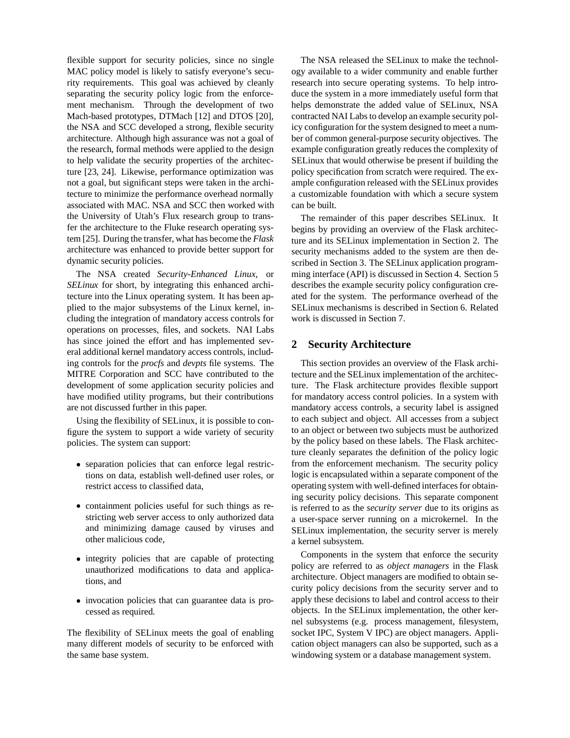flexible support for security policies, since no single MAC policy model is likely to satisfy everyone's security requirements. This goal was achieved by cleanly separating the security policy logic from the enforcement mechanism. Through the development of two Mach-based prototypes, DTMach [12] and DTOS [20], the NSA and SCC developed a strong, flexible security architecture. Although high assurance was not a goal of the research, formal methods were applied to the design to help validate the security properties of the architecture [23, 24]. Likewise, performance optimization was not a goal, but significant steps were taken in the architecture to minimize the performance overhead normally associated with MAC. NSA and SCC then worked with the University of Utah's Flux research group to transfer the architecture to the Fluke research operating system [25]. During the transfer, what has become the *Flask* architecture was enhanced to provide better support for dynamic security policies.

The NSA created *Security-Enhanced Linux*, or *SELinux* for short, by integrating this enhanced architecture into the Linux operating system. It has been applied to the major subsystems of the Linux kernel, including the integration of mandatory access controls for operations on processes, files, and sockets. NAI Labs has since joined the effort and has implemented several additional kernel mandatory access controls, including controls for the *procfs* and *devpts* file systems. The MITRE Corporation and SCC have contributed to the development of some application security policies and have modified utility programs, but their contributions are not discussed further in this paper.

Using the flexibility of SELinux, it is possible to configure the system to support a wide variety of security policies. The system can support:

- separation policies that can enforce legal restrictions on data, establish well-defined user roles, or restrict access to classified data,
- containment policies useful for such things as restricting web server access to only authorized data and minimizing damage caused by viruses and other malicious code,
- integrity policies that are capable of protecting unauthorized modifications to data and applications, and
- invocation policies that can guarantee data is processed as required.

The flexibility of SELinux meets the goal of enabling many different models of security to be enforced with the same base system.

The NSA released the SELinux to make the technology available to a wider community and enable further research into secure operating systems. To help introduce the system in a more immediately useful form that helps demonstrate the added value of SELinux, NSA contracted NAI Labs to develop an example security policy configuration for the system designed to meet a number of common general-purpose security objectives. The example configuration greatly reduces the complexity of SELinux that would otherwise be present if building the policy specification from scratch were required. The example configuration released with the SELinux provides a customizable foundation with which a secure system can be built.

The remainder of this paper describes SELinux. It begins by providing an overview of the Flask architecture and its SELinux implementation in Section 2. The security mechanisms added to the system are then described in Section 3. The SELinux application programming interface (API) is discussed in Section 4. Section 5 describes the example security policy configuration created for the system. The performance overhead of the SELinux mechanisms is described in Section 6. Related work is discussed in Section 7.

## 2 Security Architecture

This section provides an overview of the Flask architecture and the SELinux implementation of the architecture. The Flask architecture provides flexible support for mandatory access control policies. In a system with mandatory access controls, a security label is assigned to each subject and object. All accesses from a subject to an object or between two subjects must be authorized by the policy based on these labels. The Flask architecture cleanly separates the definition of the policy logic from the enforcement mechanism. The security policy logic is encapsulated within a separate component of the operating system with well-defined interfaces for obtaining security policy decisions. This separate component is referred to as the *security server* due to its origins as a user-space server running on a microkernel. In the SELinux implementation, the security server is merely a kernel subsystem.

Components in the system that enforce the security policy are referred to as *object managers* in the Flask architecture. Object managers are modified to obtain security policy decisions from the security server and to apply these decisions to label and control access to their objects. In the SELinux implementation, the other kernel subsystems (e.g. process management, filesystem, socket IPC, System V IPC) are object managers. Application object managers can also be supported, such as a windowing system or a database management system.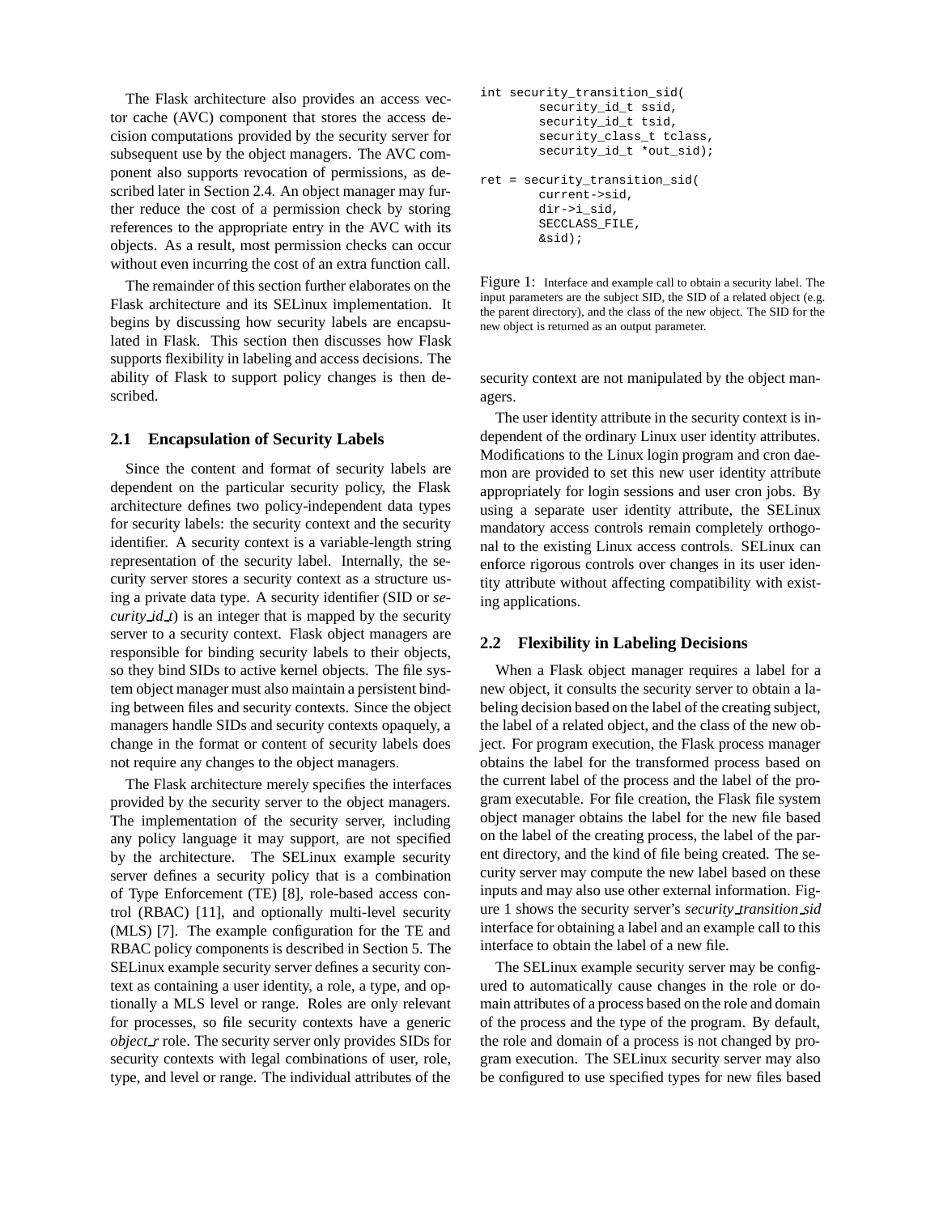The Flask architecture also provides an access vector cache (AVC) component that stores the access decision computations provided by the security server for subsequent use by the object managers. The AVC component also supports revocation of permissions, as described later in Section 2.4. An object manager may further reduce the cost of a permission check by storing references to the appropriate entry in the AVC with its objects. As a result, most permission checks can occur without even incurring the cost of an extra function call.

The remainder of this section further elaborates on the Flask architecture and its SELinux implementation. It begins by discussing how security labels are encapsulated in Flask. This section then discusses how Flask supports flexibility in labeling and access decisions. The ability of Flask to support policy changes is then described.

## 2.1 Encapsulation of Security Labels

Since the content and format of security labels are dependent on the particular security policy, the Flask architecture defines two policy-independent data types for security labels: the security context and the security identifier. A security context is a variable-length string representation of the security label. Internally, the security server stores a security context as a structure using a private data type. A security identifier (SID or *security_id_t*) is an integer that is mapped by the security server to a security context. Flask object managers are responsible for binding security labels to their objects, so they bind SIDs to active kernel objects. The file system object manager must also maintain a persistent binding between files and security contexts. Since the object managers handle SIDs and security contexts opaquely, a change in the format or content of security labels does not require any changes to the object managers.

The Flask architecture merely specifies the interfaces provided by the security server to the object managers. The implementation of the security server, including any policy language it may support, are not specified by the architecture. The SELinux example security server defines a security policy that is a combination of Type Enforcement (TE) [8], role-based access control (RBAC) [11], and optionally multi-level security (MLS) [7]. The example configuration for the TE and RBAC policy components is described in Section 5. The SELinux example security server defines a security context as containing a user identity, a role, a type, and optionally a MLS level or range. Roles are only relevant for processes, so file security contexts have a generic *object_r* role. The security server only provides SIDs for security contexts with legal combinations of user, role, type, and level or range. The individual attributes of the security context are not manipulated by the object managers.

```
int security_transition_sid(
        security_id_t ssid,
        security_id_t tsid,
        security_class_t tclass,
        security_id_t *out_sid);

ret = security_transition_sid(
        current->sid,
        dir->i_sid,
        SECCLASS_FILE,
        &sid);
```

Figure 1: Interface and example call to obtain a security label. The input parameters are the subject SID, the SID of a related object (e.g. the parent directory), and the class of the new object. The SID for the new object is returned as an output parameter.

The user identity attribute in the security context is independent of the ordinary Linux user identity attributes. Modifications to the Linux login program and cron daemon are provided to set this new user identity attribute appropriately for login sessions and user cron jobs. By using a separate user identity attribute, the SELinux mandatory access controls remain completely orthogonal to the existing Linux access controls. SELinux can enforce rigorous controls over changes in its user identity attribute without affecting compatibility with existing applications.

## 2.2 Flexibility in Labeling Decisions

When a Flask object manager requires a label for a new object, it consults the security server to obtain a labeling decision based on the label of the creating subject, the label of a related object, and the class of the new object. For program execution, the Flask process manager obtains the label for the transformed process based on the current label of the process and the label of the program executable. For file creation, the Flask file system object manager obtains the label for the new file based on the label of the creating process, the label of the parent directory, and the kind of file being created. The security server may compute the new label based on these inputs and may also use other external information. Figure 1 shows the security server's *security_transition_sid* interface for obtaining a label and an example call to this interface to obtain the label of a new file.

The SELinux example security server may be configured to automatically cause changes in the role or domain attributes of a process based on the role and domain of the process and the type of the program. By default, the role and domain of a process is not changed by program execution. The SELinux security server may also be configured to use specified types for new files based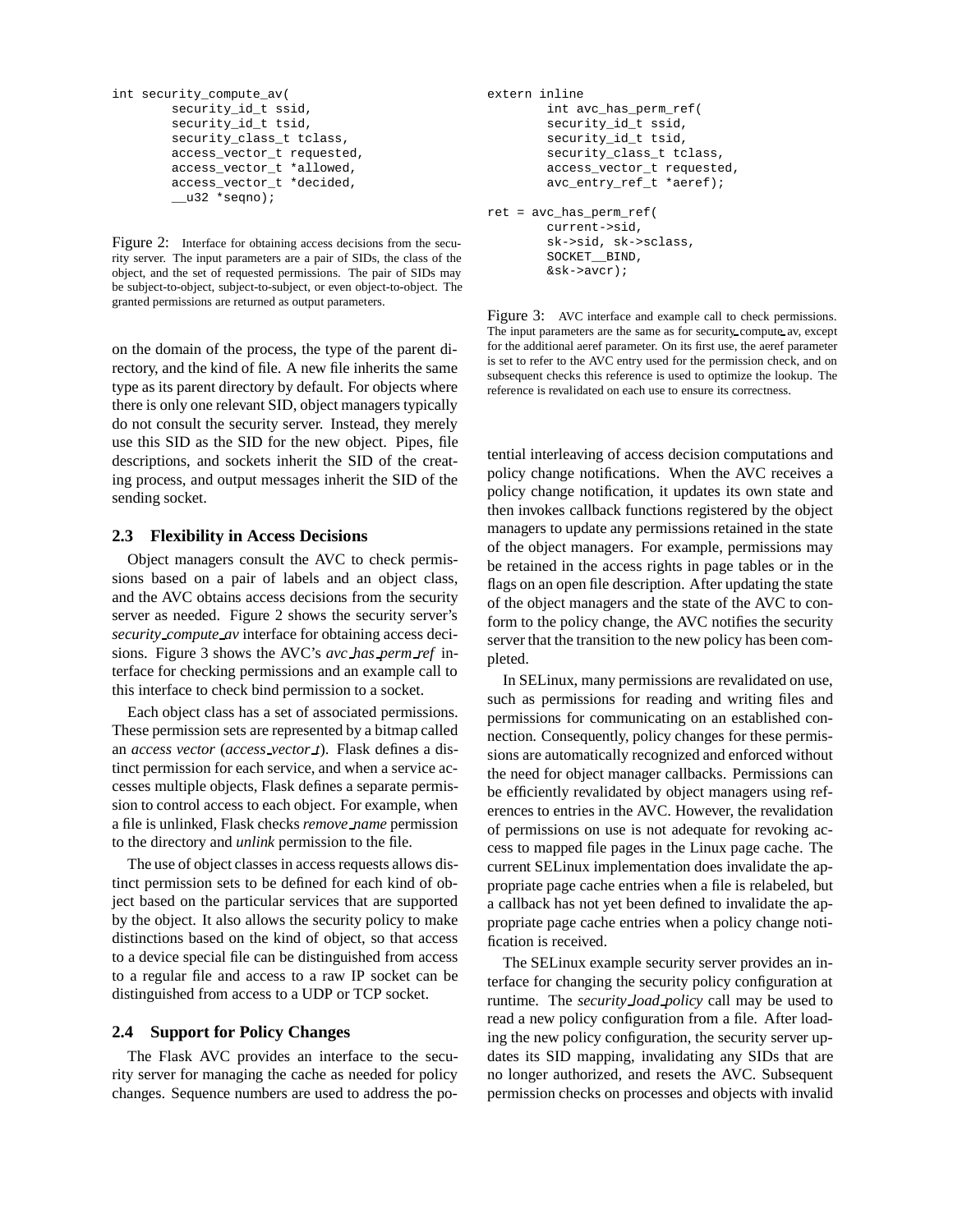```
int security_compute_av(
        security_id_t ssid,
        security_id_t tsid,
        security_class_t tclass,
        access_vector_t requested,
        access_vector_t *allowed,
        access_vector_t *decided,
        __u32 *seqno);
```

Figure 2: Interface for obtaining access decisions from the security server. The input parameters are a pair of SIDs, the class of the object, and the set of requested permissions. The pair of SIDs may be subject-to-object, subject-to-subject, or even object-to-object. The granted permissions are returned as output parameters.

on the domain of the process, the type of the parent directory, and the kind of file. A new file inherits the same type as its parent directory by default. For objects where there is only one relevant SID, object managers typically do not consult the security server. Instead, they merely use this SID as the SID for the new object. Pipes, file descriptions, and sockets inherit the SID of the creating process, and output messages inherit the SID of the sending socket.

### 2.3 Flexibility in Access Decisions

Object managers consult the AVC to check permissions based on a pair of labels and an object class, and the AVC obtains access decisions from the security server as needed. Figure 2 shows the security server's *security_compute_av* interface for obtaining access decisions. Figure 3 shows the AVC's *avc_has_perm_ref* interface for checking permissions and an example call to this interface to check bind permission to a socket.

Each object class has a set of associated permissions. These permission sets are represented by a bitmap called an *access vector* (*access_vector_t*). Flask defines a distinct permission for each service, and when a service accesses multiple objects, Flask defines a separate permission to control access to each object. For example, when a file is unlinked, Flask checks *remove_name* permission to the directory and *unlink* permission to the file.

The use of object classes in access requests allows distinct permission sets to be defined for each kind of object based on the particular services that are supported by the object. It also allows the security policy to make distinctions based on the kind of object, so that access to a device special file can be distinguished from access to a regular file and access to a raw IP socket can be distinguished from access to a UDP or TCP socket.

### 2.4 Support for Policy Changes

The Flask AVC provides an interface to the security server for managing the cache as needed for policy changes. Sequence numbers are used to address the potential interleaving of access decision computations and policy change notifications. When the AVC receives a policy change notification, it updates its own state and then invokes callback functions registered by the object managers to update any permissions retained in the state of the object managers. For example, permissions may be retained in the access rights in page tables or in the flags on an open file description. After updating the state of the object managers and the state of the AVC to conform to the policy change, the AVC notifies the security server that the transition to the new policy has been completed.

```
extern inline
        int avc_has_perm_ref(
        security_id_t ssid,
        security_id_t tsid,
        security_class_t tclass,
        access_vector_t requested,
        avc_entry_ref_t *aeref);

ret = avc_has_perm_ref(
        current->sid,
        sk->sid, sk->sclass,
        SOCKET__BIND,
        &sk->avcr);
```

Figure 3: AVC interface and example call to check permissions. The input parameters are the same as for security_compute_av, except for the additional aeref parameter. On its first use, the aeref parameter is set to refer to the AVC entry used for the permission check, and on subsequent checks this reference is used to optimize the lookup. The reference is revalidated on each use to ensure its correctness.

In SELinux, many permissions are revalidated on use, such as permissions for reading and writing files and permissions for communicating on an established connection. Consequently, policy changes for these permissions are automatically recognized and enforced without the need for object manager callbacks. Permissions can be efficiently revalidated by object managers using references to entries in the AVC. However, the revalidation of permissions on use is not adequate for revoking access to mapped file pages in the Linux page cache. The current SELinux implementation does invalidate the appropriate page cache entries when a file is relabeled, but a callback has not yet been defined to invalidate the appropriate page cache entries when a policy change notification is received.

The SELinux example security server provides an interface for changing the security policy configuration at runtime. The *security_load_policy* call may be used to read a new policy configuration from a file. After loading the new policy configuration, the security server updates its SID mapping, invalidating any SIDs that are no longer authorized, and resets the AVC. Subsequent permission checks on processes and objects with invalid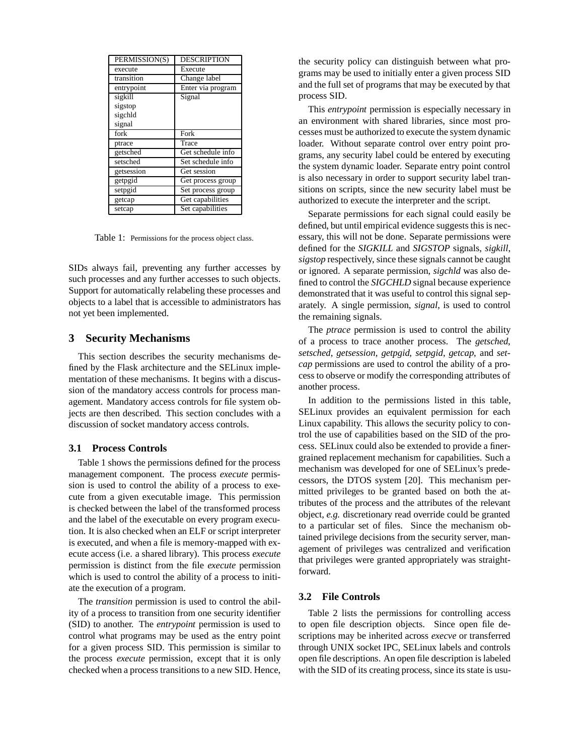| PERMISSION(S) | DESCRIPTION |
| --- | --- |
| execute | Execute |
| transition | Change label |
| entrypoint | Enter via program |
| sigkill<br>sigstop<br>sigchld<br>signal | Signal |
| fork | Fork |
| ptrace | Trace |
| getsched | Get schedule info |
| setsched | Set schedule info |
| getsession | Get session |
| getpgid | Get process group |
| setpgid | Set process group |
| getcap | Get capabilities |
| setcap | Set capabilities |

Table 1: Permissions for the process object class.

SIDs always fail, preventing any further accesses by such processes and any further accesses to such objects. Support for automatically relabeling these processes and objects to a label that is accessible to administrators has not yet been implemented.

## 3 Security Mechanisms

This section describes the security mechanisms defined by the Flask architecture and the SELinux implementation of these mechanisms. It begins with a discussion of the mandatory access controls for process management. Mandatory access controls for file system objects are then described. This section concludes with a discussion of socket mandatory access controls.

### 3.1 Process Controls

Table 1 shows the permissions defined for the process management component. The process *execute* permission is used to control the ability of a process to execute from a given executable image. This permission is checked between the label of the transformed process and the label of the executable on every program execution. It is also checked when an ELF or script interpreter is executed, and when a file is memory-mapped with execute access (i.e. a shared library). This process *execute* permission is distinct from the file *execute* permission which is used to control the ability of a process to initiate the execution of a program.

The *transition* permission is used to control the ability of a process to transition from one security identifier (SID) to another. The *entrypoint* permission is used to control what programs may be used as the entry point for a given process SID. This permission is similar to the process *execute* permission, except that it is only checked when a process transitions to a new SID. Hence, the security policy can distinguish between what programs may be used to initially enter a given process SID and the full set of programs that may be executed by that process SID.

This *entrypoint* permission is especially necessary in an environment with shared libraries, since most processes must be authorized to execute the system dynamic loader. Without separate control over entry point programs, any security label could be entered by executing the system dynamic loader. Separate entry point control is also necessary in order to support security label transitions on scripts, since the new security label must be authorized to execute the interpreter and the script.

Separate permissions for each signal could easily be defined, but until empirical evidence suggests this is necessary, this will not be done. Separate permissions were defined for the *SIGKILL* and *SIGSTOP* signals, *sigkill*, *sigstop* respectively, since these signals cannot be caught or ignored. A separate permission, *sigchld* was also defined to control the *SIGCHLD* signal because experience demonstrated that it was useful to control this signal separately. A single permission, *signal*, is used to control the remaining signals.

The *ptrace* permission is used to control the ability of a process to trace another process. The *getsched*, *setsched*, *getsession*, *getpgid*, *setpgid*, *getcap*, and *setcap* permissions are used to control the ability of a process to observe or modify the corresponding attributes of another process.

In addition to the permissions listed in this table, SELinux provides an equivalent permission for each Linux capability. This allows the security policy to control the use of capabilities based on the SID of the process. SELinux could also be extended to provide a finer-grained replacement mechanism for capabilities. Such a mechanism was developed for one of SELinux's predecessors, the DTOS system [20]. This mechanism permitted privileges to be granted based on both the attributes of the process and the attributes of the relevant object, *e.g.* discretionary read override could be granted to a particular set of files. Since the mechanism obtained privilege decisions from the security server, management of privileges was centralized and verification that privileges were granted appropriately was straightforward.

### 3.2 File Controls

Table 2 lists the permissions for controlling access to open file description objects. Since open file descriptions may be inherited across *execve* or transferred through UNIX socket IPC, SELinux labels and controls open file descriptions. An open file description is labeled with the SID of its creating process, since its state is usu-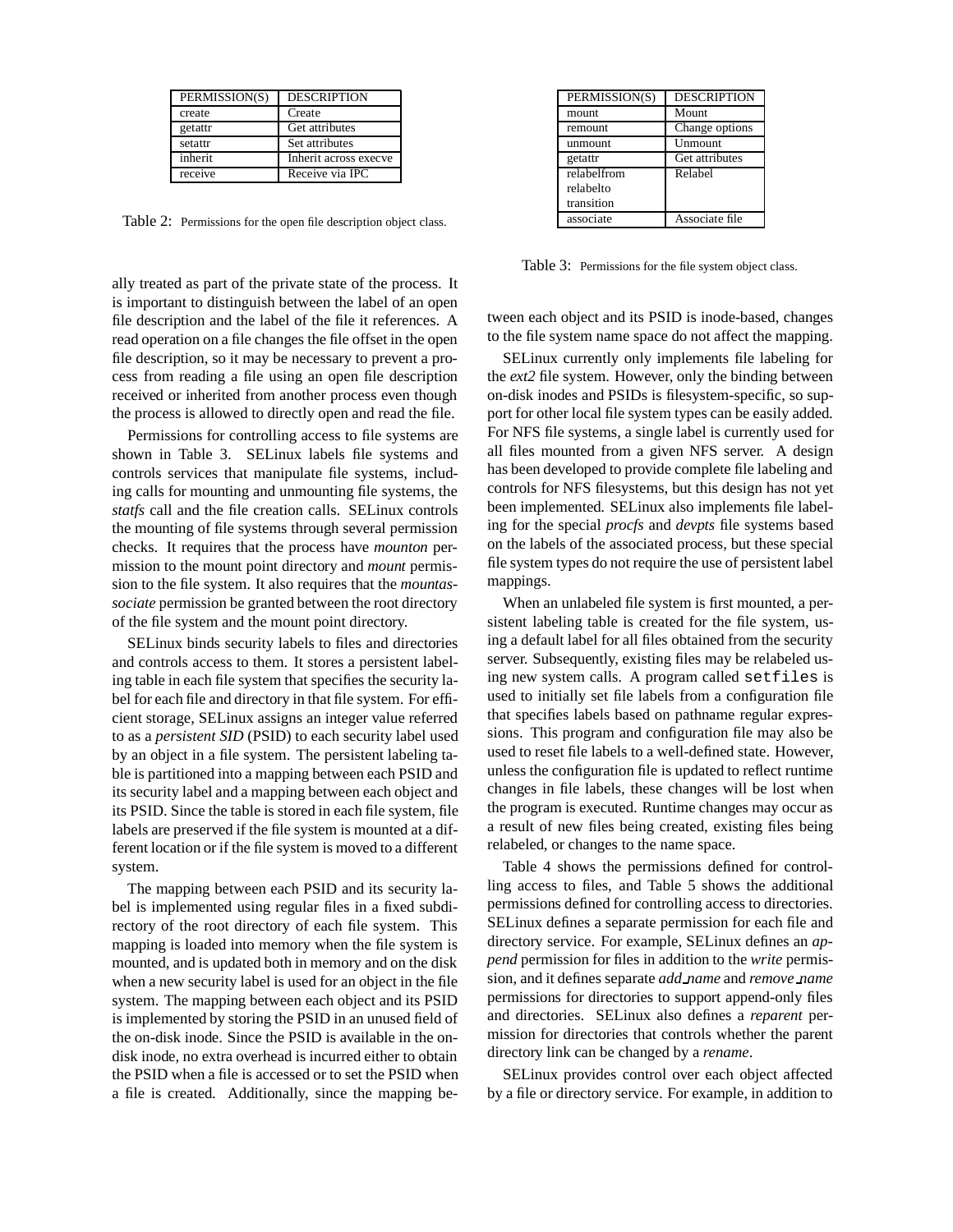| PERMISSION(S) | DESCRIPTION |
| --- | --- |
| create | Create |
| getattr | Get attributes |
| setattr | Set attributes |
| inherit | Inherit across execve |
| receive | Receive via IPC |

Table 2: Permissions for the open file description object class.

ally treated as part of the private state of the process. It is important to distinguish between the label of an open file description and the label of the file it references. A read operation on a file changes the file offset in the open file description, so it may be necessary to prevent a process from reading a file using an open file description received or inherited from another process even though the process is allowed to directly open and read the file.

Permissions for controlling access to file systems are shown in Table 3. SELinux labels file systems and controls services that manipulate file systems, including calls for mounting and unmounting file systems, the *statfs* call and the file creation calls. SELinux controls the mounting of file systems through several permission checks. It requires that the process have *mounton* permission to the mount point directory and *mount* permission to the file system. It also requires that the *mountassociate* permission be granted between the root directory of the file system and the mount point directory.

SELinux binds security labels to files and directories and controls access to them. It stores a persistent labeling table in each file system that specifies the security label for each file and directory in that file system. For efficient storage, SELinux assigns an integer value referred to as a *persistent SID* (PSID) to each security label used by an object in a file system. The persistent labeling table is partitioned into a mapping between each PSID and its security label and a mapping between each object and its PSID. Since the table is stored in each file system, file labels are preserved if the file system is mounted at a different location or if the file system is moved to a different system.

The mapping between each PSID and its security label is implemented using regular files in a fixed subdirectory of the root directory of each file system. This mapping is loaded into memory when the file system is mounted, and is updated both in memory and on the disk when a new security label is used for an object in the file system. The mapping between each object and its PSID is implemented by storing the PSID in an unused field of the on-disk inode. Since the PSID is available in the on-disk inode, no extra overhead is incurred either to obtain the PSID when a file is accessed or to set the PSID when a file is created. Additionally, since the mapping between each object and its PSID is inode-based, changes to the file system name space do not affect the mapping.

| PERMISSION(S) | DESCRIPTION |
| --- | --- |
| mount | Mount |
| remount | Change options |
| unmount | Unmount |
| getattr | Get attributes |
| relabelfrom<br>relabelto<br>transition | Relabel |
| associate | Associate file |

Table 3: Permissions for the file system object class.

SELinux currently only implements file labeling for the *ext2* file system. However, only the binding between on-disk inodes and PSIDs is filesystem-specific, so support for other local file system types can be easily added. For NFS file systems, a single label is currently used for all files mounted from a given NFS server. A design has been developed to provide complete file labeling and controls for NFS filesystems, but this design has not yet been implemented. SELinux also implements file labeling for the special *procfs* and *devpts* file systems based on the labels of the associated process, but these special file system types do not require the use of persistent label mappings.

When an unlabeled file system is first mounted, a persistent labeling table is created for the file system, using a default label for all files obtained from the security server. Subsequently, existing files may be relabeled using new system calls. A program called `setfiles` is used to initially set file labels from a configuration file that specifies labels based on pathname regular expressions. This program and configuration file may also be used to reset file labels to a well-defined state. However, unless the configuration file is updated to reflect runtime changes in file labels, these changes will be lost when the program is executed. Runtime changes may occur as a result of new files being created, existing files being relabeled, or changes to the name space.

Table 4 shows the permissions defined for controlling access to files, and Table 5 shows the additional permissions defined for controlling access to directories. SELinux defines a separate permission for each file and directory service. For example, SELinux defines an *append* permission for files in addition to the *write* permission, and it defines separate *add_name* and *remove_name* permissions for directories to support append-only files and directories. SELinux also defines a *reparent* permission for directories that controls whether the parent directory link can be changed by a *rename*.

SELinux provides control over each object affected by a file or directory service. For example, in addition to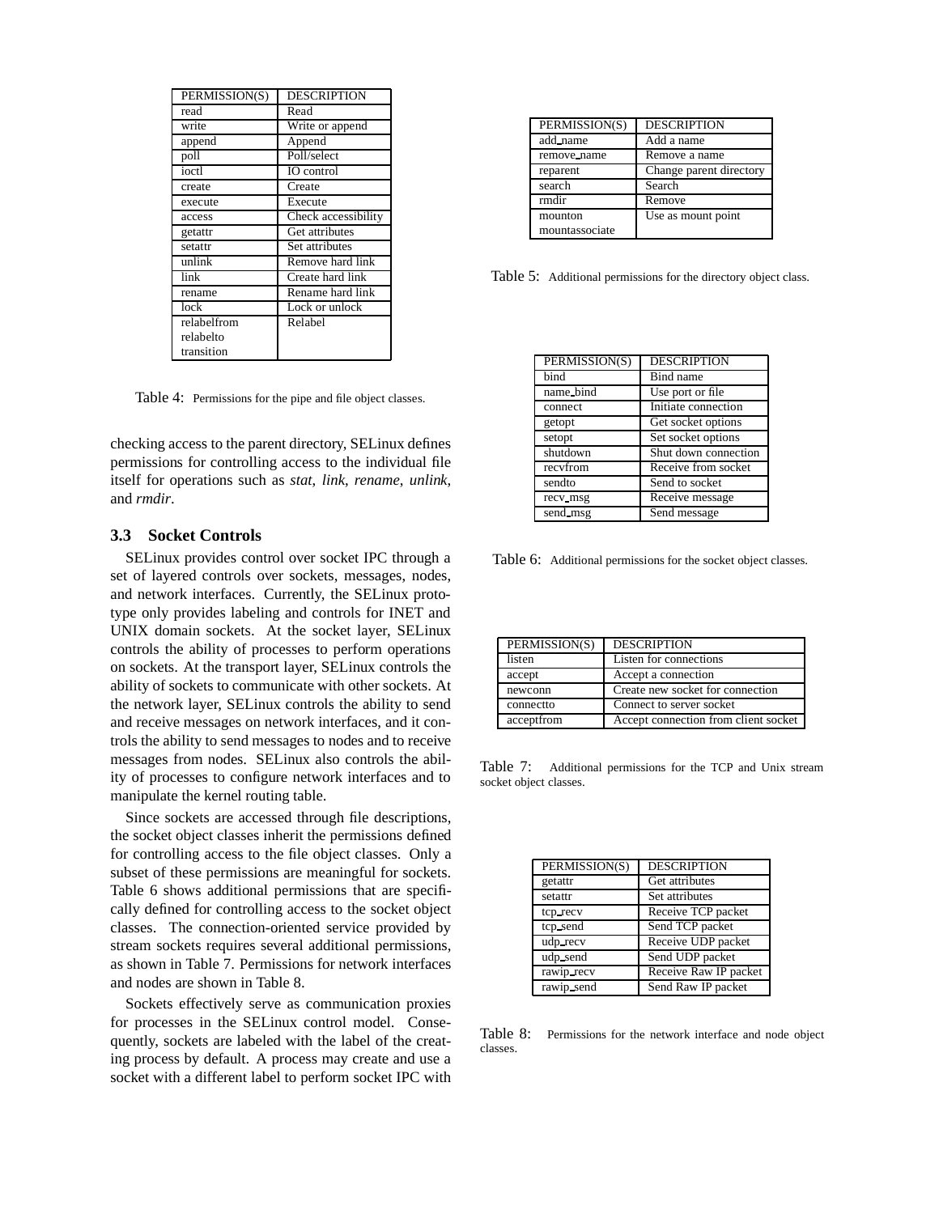| PERMISSION(S) | DESCRIPTION |
|---|---|
| read | Read |
| write | Write or append |
| append | Append |
| poll | Poll/select |
| ioctl | IO control |
| create | Create |
| execute | Execute |
| access | Check accessibility |
| getattr | Get attributes |
| setattr | Set attributes |
| unlink | Remove hard link |
| link | Create hard link |
| rename | Rename hard link |
| lock | Lock or unlock |
| relabelfrom relabelto transition | Relabel |

Table 4: Permissions for the pipe and file object classes.

checking access to the parent directory, SELinux defines permissions for controlling access to the individual file itself for operations such as *stat*, *link*, *rename*, *unlink*, and *rmdir*.

### 3.3 Socket Controls

SELinux provides control over socket IPC through a set of layered controls over sockets, messages, nodes, and network interfaces. Currently, the SELinux prototype only provides labeling and controls for INET and UNIX domain sockets. At the socket layer, SELinux controls the ability of processes to perform operations on sockets. At the transport layer, SELinux controls the ability of sockets to communicate with other sockets. At the network layer, SELinux controls the ability to send and receive messages on network interfaces, and it controls the ability to send messages to nodes and to receive messages from nodes. SELinux also controls the ability of processes to configure network interfaces and to manipulate the kernel routing table.

Since sockets are accessed through file descriptions, the socket object classes inherit the permissions defined for controlling access to the file object classes. Only a subset of these permissions are meaningful for sockets. Table 6 shows additional permissions that are specifically defined for controlling access to the socket object classes. The connection-oriented service provided by stream sockets requires several additional permissions, as shown in Table 7. Permissions for network interfaces and nodes are shown in Table 8.

Sockets effectively serve as communication proxies for processes in the SELinux control model. Consequently, sockets are labeled with the label of the creating process by default. A process may create and use a socket with a different label to perform socket IPC with

| PERMISSION(S) | DESCRIPTION |
|---|---|
| add_name | Add a name |
| remove_name | Remove a name |
| reparent | Change parent directory |
| search | Search |
| rmdir | Remove |
| mounton mountassociate | Use as mount point |

Table 5: Additional permissions for the directory object class.

| PERMISSION(S) | DESCRIPTION |
|---|---|
| bind | Bind name |
| name_bind | Use port or file |
| connect | Initiate connection |
| getopt | Get socket options |
| setopt | Set socket options |
| shutdown | Shut down connection |
| recvfrom | Receive from socket |
| sendto | Send to socket |
| recv_msg | Receive message |
| send_msg | Send message |

Table 6: Additional permissions for the socket object classes.

| PERMISSION(S) | DESCRIPTION |
|---|---|
| listen | Listen for connections |
| accept | Accept a connection |
| newconn | Create new socket for connection |
| connectto | Connect to server socket |
| acceptfrom | Accept connection from client socket |

Table 7: Additional permissions for the TCP and Unix stream socket object classes.

| PERMISSION(S) | DESCRIPTION |
|---|---|
| getattr | Get attributes |
| setattr | Set attributes |
| tcp_recv | Receive TCP packet |
| tcp_send | Send TCP packet |
| udp_recv | Receive UDP packet |
| udp_send | Send UDP packet |
| rawip_recv | Receive Raw IP packet |
| rawip_send | Send Raw IP packet |

Table 8: Permissions for the network interface and node object classes.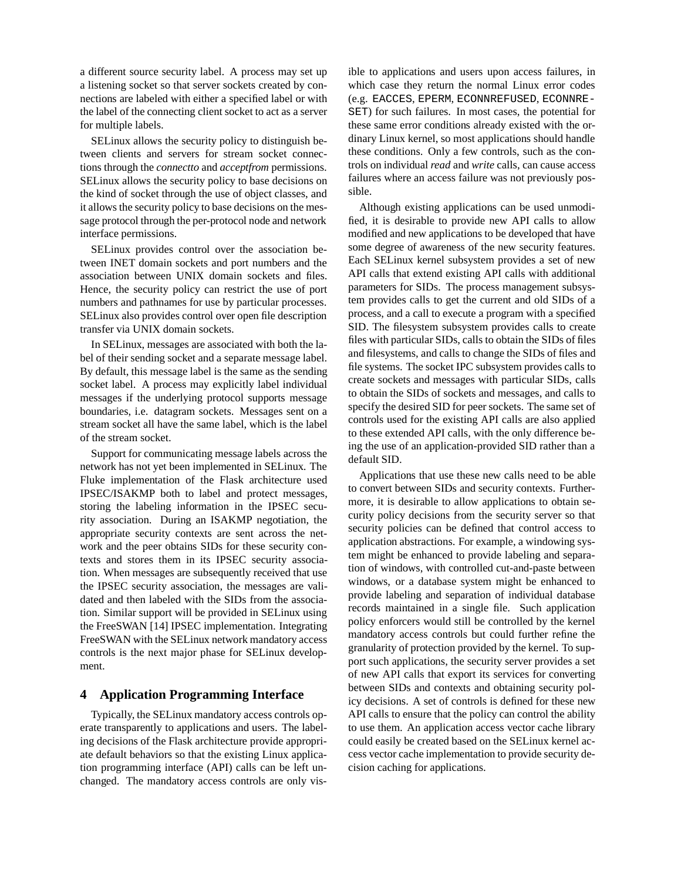a different source security label. A process may set up a listening socket so that server sockets created by connections are labeled with either a specified label or with the label of the connecting client socket to act as a server for multiple labels.

SELinux allows the security policy to distinguish between clients and servers for stream socket connections through the *connectto* and *acceptfrom* permissions. SELinux allows the security policy to base decisions on the kind of socket through the use of object classes, and it allows the security policy to base decisions on the message protocol through the per-protocol node and network interface permissions.

SELinux provides control over the association between INET domain sockets and port numbers and the association between UNIX domain sockets and files. Hence, the security policy can restrict the use of port numbers and pathnames for use by particular processes. SELinux also provides control over open file description transfer via UNIX domain sockets.

In SELinux, messages are associated with both the label of their sending socket and a separate message label. By default, this message label is the same as the sending socket label. A process may explicitly label individual messages if the underlying protocol supports message boundaries, i.e. datagram sockets. Messages sent on a stream socket all have the same label, which is the label of the stream socket.

Support for communicating message labels across the network has not yet been implemented in SELinux. The Fluke implementation of the Flask architecture used IPSEC/ISAKMP both to label and protect messages, storing the labeling information in the IPSEC security association. During an ISAKMP negotiation, the appropriate security contexts are sent across the network and the peer obtains SIDs for these security contexts and stores them in its IPSEC security association. When messages are subsequently received that use the IPSEC security association, the messages are validated and then labeled with the SIDs from the association. Similar support will be provided in SELinux using the FreeSWAN [14] IPSEC implementation. Integrating FreeSWAN with the SELinux network mandatory access controls is the next major phase for SELinux development.

## 4 Application Programming Interface

Typically, the SELinux mandatory access controls operate transparently to applications and users. The labeling decisions of the Flask architecture provide appropriate default behaviors so that the existing Linux application programming interface (API) calls can be left unchanged. The mandatory access controls are only visible to applications and users upon access failures, in which case they return the normal Linux error codes (e.g. `EACCES`, `EPERM`, `ECONNREFUSED`, `ECONNRESET`) for such failures. In most cases, the potential for these same error conditions already existed with the ordinary Linux kernel, so most applications should handle these conditions. Only a few controls, such as the controls on individual *read* and *write* calls, can cause access failures where an access failure was not previously possible.

Although existing applications can be used unmodified, it is desirable to provide new API calls to allow modified and new applications to be developed that have some degree of awareness of the new security features. Each SELinux kernel subsystem provides a set of new API calls that extend existing API calls with additional parameters for SIDs. The process management subsystem provides calls to get the current and old SIDs of a process, and a call to execute a program with a specified SID. The filesystem subsystem provides calls to create files with particular SIDs, calls to obtain the SIDs of files and filesystems, and calls to change the SIDs of files and file systems. The socket IPC subsystem provides calls to create sockets and messages with particular SIDs, calls to obtain the SIDs of sockets and messages, and calls to specify the desired SID for peer sockets. The same set of controls used for the existing API calls are also applied to these extended API calls, with the only difference being the use of an application-provided SID rather than a default SID.

Applications that use these new calls need to be able to convert between SIDs and security contexts. Furthermore, it is desirable to allow applications to obtain security policy decisions from the security server so that security policies can be defined that control access to application abstractions. For example, a windowing system might be enhanced to provide labeling and separation of windows, with controlled cut-and-paste between windows, or a database system might be enhanced to provide labeling and separation of individual database records maintained in a single file. Such application policy enforcers would still be controlled by the kernel mandatory access controls but could further refine the granularity of protection provided by the kernel. To support such applications, the security server provides a set of new API calls that export its services for converting between SIDs and contexts and obtaining security policy decisions. A set of controls is defined for these new API calls to ensure that the policy can control the ability to use them. An application access vector cache library could easily be created based on the SELinux kernel access vector cache implementation to provide security decision caching for applications.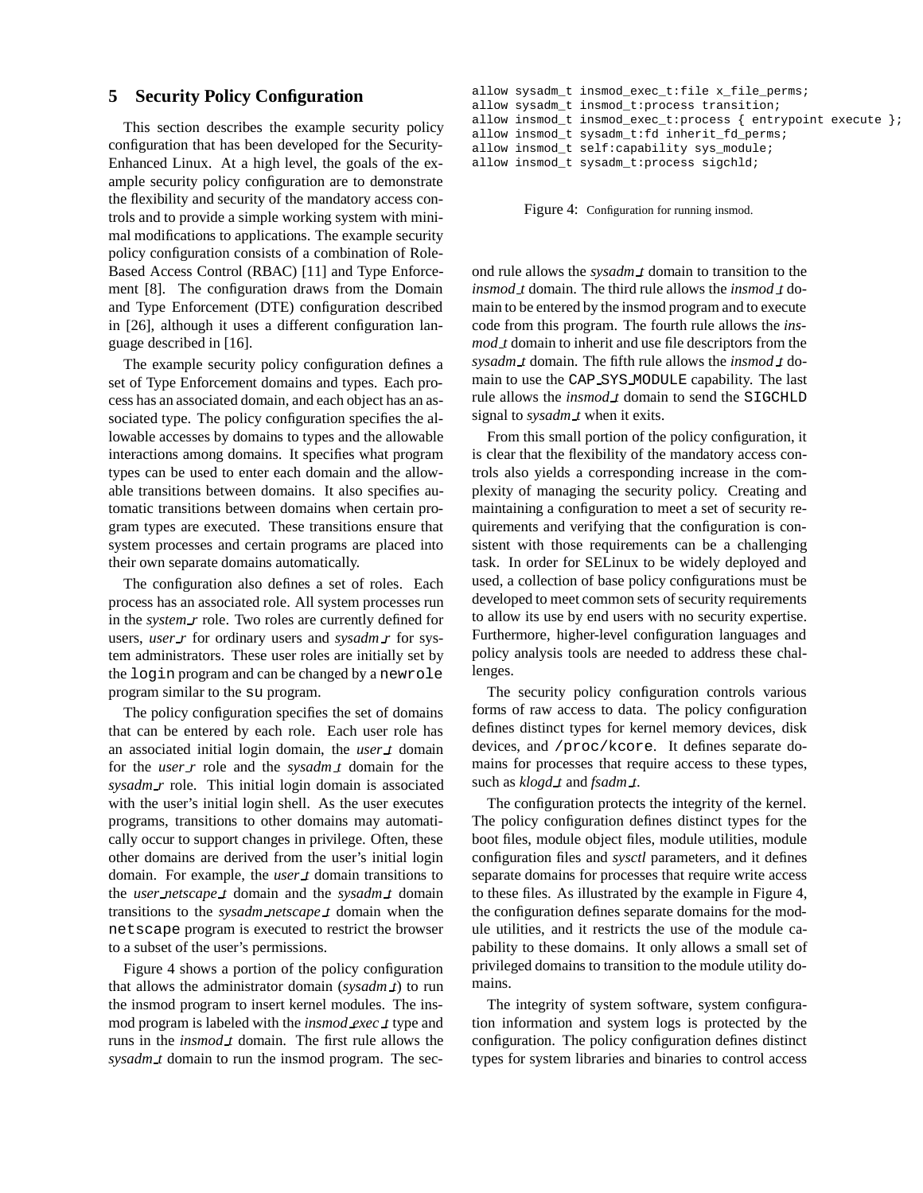## 5 Security Policy Configuration

This section describes the example security policy configuration that has been developed for the Security-Enhanced Linux. At a high level, the goals of the example security policy configuration are to demonstrate the flexibility and security of the mandatory access controls and to provide a simple working system with minimal modifications to applications. The example security policy configuration consists of a combination of Role-Based Access Control (RBAC) [11] and Type Enforcement [8]. The configuration draws from the Domain and Type Enforcement (DTE) configuration described in [26], although it uses a different configuration language described in [16].

The example security policy configuration defines a set of Type Enforcement domains and types. Each process has an associated domain, and each object has an associated type. The policy configuration specifies the allowable accesses by domains to types and the allowable interactions among domains. It specifies what program types can be used to enter each domain and the allowable transitions between domains. It also specifies automatic transitions between domains when certain program types are executed. These transitions ensure that system processes and certain programs are placed into their own separate domains automatically.

The configuration also defines a set of roles. Each process has an associated role. All system processes run in the *system_r* role. Two roles are currently defined for users, *user_r* for ordinary users and *sysadm_r* for system administrators. These user roles are initially set by the `login` program and can be changed by a `newrole` program similar to the `su` program.

The policy configuration specifies the set of domains that can be entered by each role. Each user role has an associated initial login domain, the *user_t* domain for the *user_r* role and the *sysadm_t* domain for the *sysadm_r* role. This initial login domain is associated with the user's initial login shell. As the user executes programs, transitions to other domains may automatically occur to support changes in privilege. Often, these other domains are derived from the user's initial login domain. For example, the *user_t* domain transitions to the *user_netscape_t* domain and the *sysadm_t* domain transitions to the *sysadm_netscape_t* domain when the `netscape` program is executed to restrict the browser to a subset of the user's permissions.

Figure 4 shows a portion of the policy configuration that allows the administrator domain (*sysadm_t*) to run the insmod program to insert kernel modules. The insmod program is labeled with the *insmod_exec_t* type and runs in the *insmod_t* domain. The first rule allows the *sysadm_t* domain to run the insmod program. The second rule allows the *sysadm_t* domain to transition to the *insmod_t* domain. The third rule allows the *insmod_t* domain to be entered by the insmod program and to execute code from this program. The fourth rule allows the *insmod_t* domain to inherit and use file descriptors from the *sysadm_t* domain. The fifth rule allows the *insmod_t* domain to use the `CAP_SYS_MODULE` capability. The last rule allows the *insmod_t* domain to send the `SIGCHLD` signal to *sysadm_t* when it exits.

```
allow sysadm_t insmod_exec_t:file x_file_perms;
allow sysadm_t insmod_t:process transition;
allow insmod_t insmod_exec_t:process { entrypoint execute };
allow insmod_t sysadm_t:fd inherit_fd_perms;
allow insmod_t self:capability sys_module;
allow insmod_t sysadm_t:process sigchld;
```

Figure 4: Configuration for running insmod.

From this small portion of the policy configuration, it is clear that the flexibility of the mandatory access controls also yields a corresponding increase in the complexity of managing the security policy. Creating and maintaining a configuration to meet a set of security requirements and verifying that the configuration is consistent with those requirements can be a challenging task. In order for SELinux to be widely deployed and used, a collection of base policy configurations must be developed to meet common sets of security requirements to allow its use by end users with no security expertise. Furthermore, higher-level configuration languages and policy analysis tools are needed to address these challenges.

The security policy configuration controls various forms of raw access to data. The policy configuration defines distinct types for kernel memory devices, disk devices, and `/proc/kcore`. It defines separate domains for processes that require access to these types, such as *klogd_t* and *fsadm_t*.

The configuration protects the integrity of the kernel. The policy configuration defines distinct types for the boot files, module object files, module utilities, module configuration files and *sysctl* parameters, and it defines separate domains for processes that require write access to these files. As illustrated by the example in Figure 4, the configuration defines separate domains for the module utilities, and it restricts the use of the module capability to these domains. It only allows a small set of privileged domains to transition to the module utility domains.

The integrity of system software, system configuration information and system logs is protected by the configuration. The policy configuration defines distinct types for system libraries and binaries to control access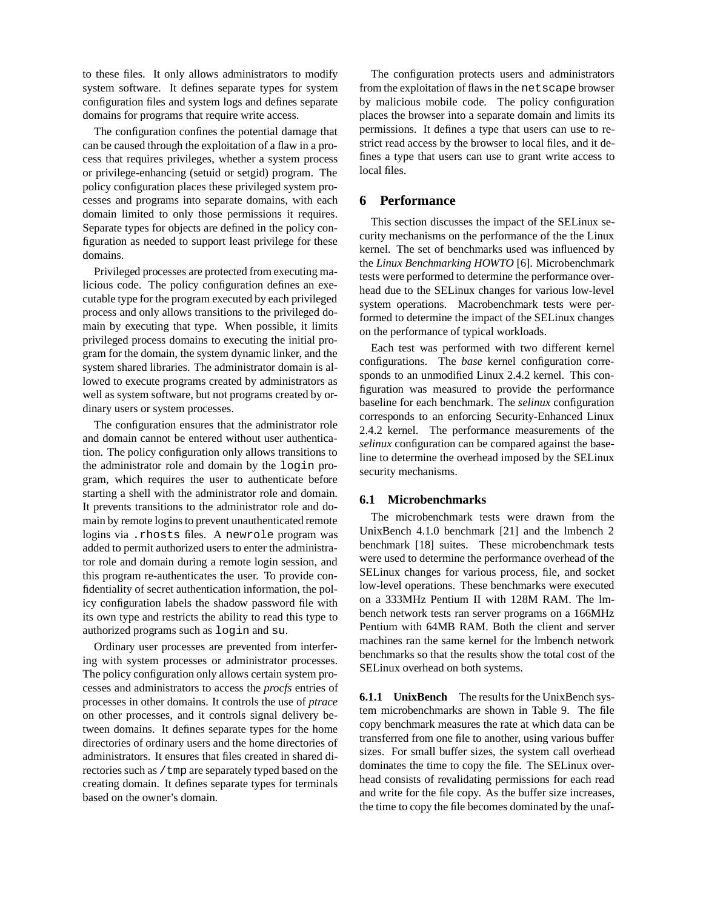to these files. It only allows administrators to modify system software. It defines separate types for system configuration files and system logs and defines separate domains for programs that require write access.

The configuration confines the potential damage that can be caused through the exploitation of a flaw in a process that requires privileges, whether a system process or privilege-enhancing (setuid or setgid) program. The policy configuration places these privileged system processes and programs into separate domains, with each domain limited to only those permissions it requires. Separate types for objects are defined in the policy configuration as needed to support least privilege for these domains.

Privileged processes are protected from executing malicious code. The policy configuration defines an executable type for the program executed by each privileged process and only allows transitions to the privileged domain by executing that type. When possible, it limits privileged process domains to executing the initial program for the domain, the system dynamic linker, and the system shared libraries. The administrator domain is allowed to execute programs created by administrators as well as system software, but not programs created by ordinary users or system processes.

The configuration ensures that the administrator role and domain cannot be entered without user authentication. The policy configuration only allows transitions to the administrator role and domain by the `login` program, which requires the user to authenticate before starting a shell with the administrator role and domain. It prevents transitions to the administrator role and domain by remote logins to prevent unauthenticated remote logins via `.rhosts` files. A `newrole` program was added to permit authorized users to enter the administrator role and domain during a remote login session, and this program re-authenticates the user. To provide confidentiality of secret authentication information, the policy configuration labels the shadow password file with its own type and restricts the ability to read this type to authorized programs such as `login` and `su`.

Ordinary user processes are prevented from interfering with system processes or administrator processes. The policy configuration only allows certain system processes and administrators to access the *procfs* entries of processes in other domains. It controls the use of *ptrace* on other processes, and it controls signal delivery between domains. It defines separate types for the home directories of ordinary users and the home directories of administrators. It ensures that files created in shared directories such as `/tmp` are separately typed based on the creating domain. It defines separate types for terminals based on the owner's domain.

The configuration protects users and administrators from the exploitation of flaws in the `netscape` browser by malicious mobile code. The policy configuration places the browser into a separate domain and limits its permissions. It defines a type that users can use to restrict read access by the browser to local files, and it defines a type that users can use to grant write access to local files.

# 6 Performance

This section discusses the impact of the SELinux security mechanisms on the performance of the the Linux kernel. The set of benchmarks used was influenced by the *Linux Benchmarking HOWTO* [6]. Microbenchmark tests were performed to determine the performance overhead due to the SELinux changes for various low-level system operations. Macrobenchmark tests were performed to determine the impact of the SELinux changes on the performance of typical workloads.

Each test was performed with two different kernel configurations. The *base* kernel configuration corresponds to an unmodified Linux 2.4.2 kernel. This configuration was measured to provide the performance baseline for each benchmark. The *selinux* configuration corresponds to an enforcing Security-Enhanced Linux 2.4.2 kernel. The performance measurements of the *selinux* configuration can be compared against the baseline to determine the overhead imposed by the SELinux security mechanisms.

## 6.1 Microbenchmarks

The microbenchmark tests were drawn from the UnixBench 4.1.0 benchmark [21] and the lmbench 2 benchmark [18] suites. These microbenchmark tests were used to determine the performance overhead of the SELinux changes for various process, file, and socket low-level operations. These benchmarks were executed on a 333MHz Pentium II with 128M RAM. The lmbench network tests ran server programs on a 166MHz Pentium with 64MB RAM. Both the client and server machines ran the same kernel for the lmbench network benchmarks so that the results show the total cost of the SELinux overhead on both systems.

**6.1.1 UnixBench** The results for the UnixBench system microbenchmarks are shown in Table 9. The file copy benchmark measures the rate at which data can be transferred from one file to another, using various buffer sizes. For small buffer sizes, the system call overhead dominates the time to copy the file. The SELinux overhead consists of revalidating permissions for each read and write for the file copy. As the buffer size increases, the time to copy the file becomes dominated by the unaf-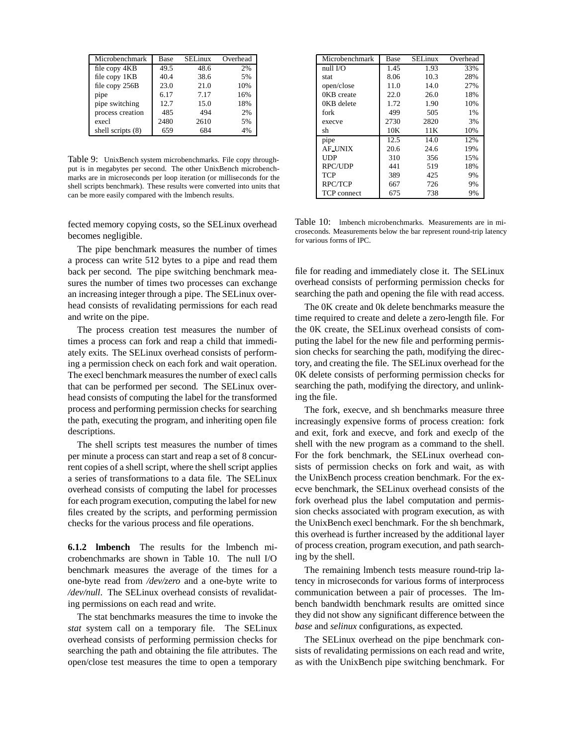| Microbenchmark | Base | SELinux | Overhead |
|---|---|---|---|
| file copy 4KB | 49.5 | 48.6 | 2% |
| file copy 1KB | 40.4 | 38.6 | 5% |
| file copy 256B | 23.0 | 21.0 | 10% |
| pipe | 6.17 | 7.17 | 16% |
| pipe switching | 12.7 | 15.0 | 18% |
| process creation | 485 | 494 | 2% |
| execl | 2480 | 2610 | 5% |
| shell scripts (8) | 659 | 684 | 4% |

Table 9: UnixBench system microbenchmarks. File copy throughput is in megabytes per second. The other UnixBench microbenchmarks are in microseconds per loop iteration (or milliseconds for the shell scripts benchmark). These results were converted into units that can be more easily compared with the lmbench results.

fected memory copying costs, so the SELinux overhead becomes negligible.

The pipe benchmark measures the number of times a process can write 512 bytes to a pipe and read them back per second. The pipe switching benchmark measures the number of times two processes can exchange an increasing integer through a pipe. The SELinux overhead consists of revalidating permissions for each read and write on the pipe.

The process creation test measures the number of times a process can fork and reap a child that immediately exits. The SELinux overhead consists of performing a permission check on each fork and wait operation. The execl benchmark measures the number of execl calls that can be performed per second. The SELinux overhead consists of computing the label for the transformed process and performing permission checks for searching the path, executing the program, and inheriting open file descriptions.

The shell scripts test measures the number of times per minute a process can start and reap a set of 8 concurrent copies of a shell script, where the shell script applies a series of transformations to a data file. The SELinux overhead consists of computing the label for processes for each program execution, computing the label for new files created by the scripts, and performing permission checks for the various process and file operations.

**6.1.2 lmbench** The results for the lmbench microbenchmarks are shown in Table 10. The null I/O benchmark measures the average of the times for a one-byte read from */dev/zero* and a one-byte write to */dev/null*. The SELinux overhead consists of revalidating permissions on each read and write.

The stat benchmarks measures the time to invoke the *stat* system call on a temporary file. The SELinux overhead consists of performing permission checks for searching the path and obtaining the file attributes. The open/close test measures the time to open a temporary file for reading and immediately close it. The SELinux overhead consists of performing permission checks for searching the path and opening the file with read access.

| Microbenchmark | Base | SELinux | Overhead |
|---|---|---|---|
| null I/O | 1.45 | 1.93 | 33% |
| stat | 8.06 | 10.3 | 28% |
| open/close | 11.0 | 14.0 | 27% |
| 0KB create | 22.0 | 26.0 | 18% |
| 0KB delete | 1.72 | 1.90 | 10% |
| fork | 499 | 505 | 1% |
| execve | 2730 | 2820 | 3% |
| sh | 10K | 11K | 10% |
| pipe | 12.5 | 14.0 | 12% |
| AF_UNIX | 20.6 | 24.6 | 19% |
| UDP | 310 | 356 | 15% |
| RPC/UDP | 441 | 519 | 18% |
| TCP | 389 | 425 | 9% |
| RPC/TCP | 667 | 726 | 9% |
| TCP connect | 675 | 738 | 9% |

Table 10: lmbench microbenchmarks. Measurements are in microseconds. Measurements below the bar represent round-trip latency for various forms of IPC.

The 0K create and 0k delete benchmarks measure the time required to create and delete a zero-length file. For the 0K create, the SELinux overhead consists of computing the label for the new file and performing permission checks for searching the path, modifying the directory, and creating the file. The SELinux overhead for the 0K delete consists of performing permission checks for searching the path, modifying the directory, and unlinking the file.

The fork, execve, and sh benchmarks measure three increasingly expensive forms of process creation: fork and exit, fork and execve, and fork and execlp of the shell with the new program as a command to the shell. For the fork benchmark, the SELinux overhead consists of permission checks on fork and wait, as with the UnixBench process creation benchmark. For the execve benchmark, the SELinux overhead consists of the fork overhead plus the label computation and permission checks associated with program execution, as with the UnixBench execl benchmark. For the sh benchmark, this overhead is further increased by the additional layer of process creation, program execution, and path searching by the shell.

The remaining lmbench tests measure round-trip latency in microseconds for various forms of interprocess communication between a pair of processes. The lmbench bandwidth benchmark results are omitted since they did not show any significant difference between the *base* and *selinux* configurations, as expected.

The SELinux overhead on the pipe benchmark consists of revalidating permissions on each read and write, as with the UnixBench pipe switching benchmark. For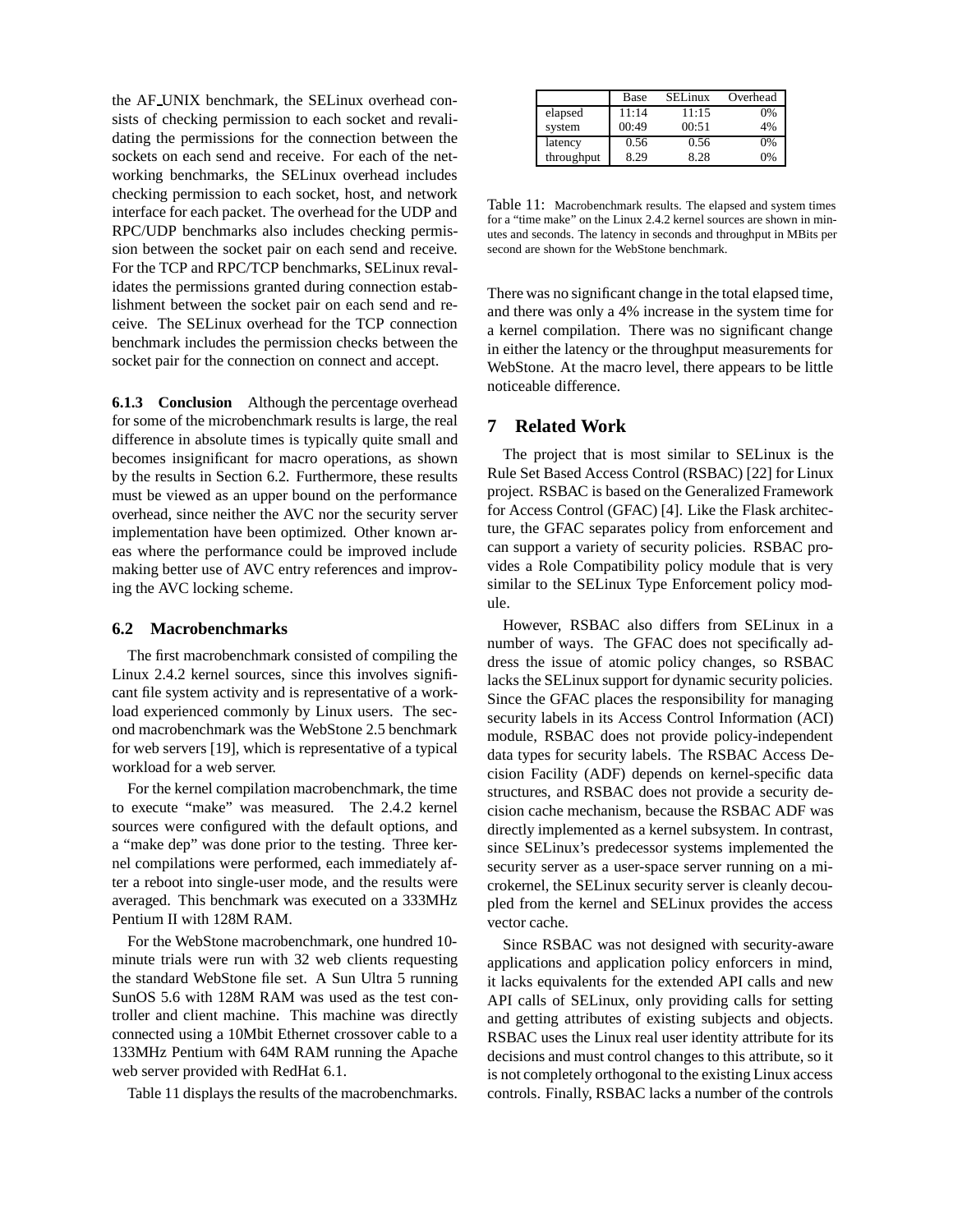the AF_UNIX benchmark, the SELinux overhead consists of checking permission to each socket and revalidating the permissions for the connection between the sockets on each send and receive. For each of the networking benchmarks, the SELinux overhead includes checking permission to each socket, host, and network interface for each packet. The overhead for the UDP and RPC/UDP benchmarks also includes checking permission between the socket pair on each send and receive. For the TCP and RPC/TCP benchmarks, SELinux revalidates the permissions granted during connection establishment between the socket pair on each send and receive. The SELinux overhead for the TCP connection benchmark includes the permission checks between the socket pair for the connection on connect and accept.

#### 6.1.3 Conclusion

Although the percentage overhead for some of the microbenchmark results is large, the real difference in absolute times is typically quite small and becomes insignificant for macro operations, as shown by the results in Section 6.2. Furthermore, these results must be viewed as an upper bound on the performance overhead, since neither the AVC nor the security server implementation have been optimized. Other known areas where the performance could be improved include making better use of AVC entry references and improving the AVC locking scheme.

### 6.2 Macrobenchmarks

The first macrobenchmark consisted of compiling the Linux 2.4.2 kernel sources, since this involves significant file system activity and is representative of a workload experienced commonly by Linux users. The second macrobenchmark was the WebStone 2.5 benchmark for web servers [19], which is representative of a typical workload for a web server.

For the kernel compilation macrobenchmark, the time to execute "make" was measured. The 2.4.2 kernel sources were configured with the default options, and a "make dep" was done prior to the testing. Three kernel compilations were performed, each immediately after a reboot into single-user mode, and the results were averaged. This benchmark was executed on a 333MHz Pentium II with 128M RAM.

For the WebStone macrobenchmark, one hundred 10-minute trials were run with 32 web clients requesting the standard WebStone file set. A Sun Ultra 5 running SunOS 5.6 with 128M RAM was used as the test controller and client machine. This machine was directly connected using a 10Mbit Ethernet crossover cable to a 133MHz Pentium with 64M RAM running the Apache web server provided with RedHat 6.1.

Table 11 displays the results of the macrobenchmarks.

| | Base | SELinux | Overhead |
|---|---|---|---|
| elapsed | 11:14 | 11:15 | 0% |
| system | 00:49 | 00:51 | 4% |
| latency | 0.56 | 0.56 | 0% |
| throughput | 8.29 | 8.28 | 0% |

Table 11: Macrobenchmark results. The elapsed and system times for a "time make" on the Linux 2.4.2 kernel sources are shown in minutes and seconds. The latency in seconds and throughput in MBits per second are shown for the WebStone benchmark.

There was no significant change in the total elapsed time, and there was only a 4% increase in the system time for a kernel compilation. There was no significant change in either the latency or the throughput measurements for WebStone. At the macro level, there appears to be little noticeable difference.

## 7 Related Work

The project that is most similar to SELinux is the Rule Set Based Access Control (RSBAC) [22] for Linux project. RSBAC is based on the Generalized Framework for Access Control (GFAC) [4]. Like the Flask architecture, the GFAC separates policy from enforcement and can support a variety of security policies. RSBAC provides a Role Compatibility policy module that is very similar to the SELinux Type Enforcement policy module.

However, RSBAC also differs from SELinux in a number of ways. The GFAC does not specifically address the issue of atomic policy changes, so RSBAC lacks the SELinux support for dynamic security policies. Since the GFAC places the responsibility for managing security labels in its Access Control Information (ACI) module, RSBAC does not provide policy-independent data types for security labels. The RSBAC Access Decision Facility (ADF) depends on kernel-specific data structures, and RSBAC does not provide a security decision cache mechanism, because the RSBAC ADF was directly implemented as a kernel subsystem. In contrast, since SELinux's predecessor systems implemented the security server as a user-space server running on a microkernel, the SELinux security server is cleanly decoupled from the kernel and SELinux provides the access vector cache.

Since RSBAC was not designed with security-aware applications and application policy enforcers in mind, it lacks equivalents for the extended API calls and new API calls of SELinux, only providing calls for setting and getting attributes of existing subjects and objects. RSBAC uses the Linux real user identity attribute for its decisions and must control changes to this attribute, so it is not completely orthogonal to the existing Linux access controls. Finally, RSBAC lacks a number of the controls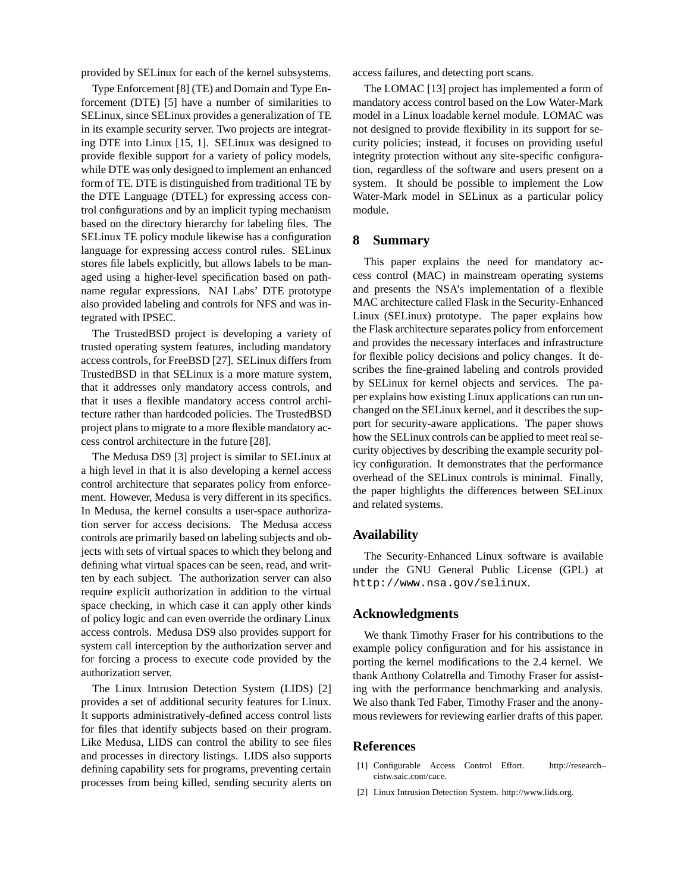provided by SELinux for each of the kernel subsystems.

Type Enforcement [8] (TE) and Domain and Type Enforcement (DTE) [5] have a number of similarities to SELinux, since SELinux provides a generalization of TE in its example security server. Two projects are integrating DTE into Linux [15, 1]. SELinux was designed to provide flexible support for a variety of policy models, while DTE was only designed to implement an enhanced form of TE. DTE is distinguished from traditional TE by the DTE Language (DTEL) for expressing access control configurations and by an implicit typing mechanism based on the directory hierarchy for labeling files. The SELinux TE policy module likewise has a configuration language for expressing access control rules. SELinux stores file labels explicitly, but allows labels to be managed using a higher-level specification based on pathname regular expressions. NAI Labs' DTE prototype also provided labeling and controls for NFS and was integrated with IPSEC.

The TrustedBSD project is developing a variety of trusted operating system features, including mandatory access controls, for FreeBSD [27]. SELinux differs from TrustedBSD in that SELinux is a more mature system, that it addresses only mandatory access controls, and that it uses a flexible mandatory access control architecture rather than hardcoded policies. The TrustedBSD project plans to migrate to a more flexible mandatory access control architecture in the future [28].

The Medusa DS9 [3] project is similar to SELinux at a high level in that it is also developing a kernel access control architecture that separates policy from enforcement. However, Medusa is very different in its specifics. In Medusa, the kernel consults a user-space authorization server for access decisions. The Medusa access controls are primarily based on labeling subjects and objects with sets of virtual spaces to which they belong and defining what virtual spaces can be seen, read, and written by each subject. The authorization server can also require explicit authorization in addition to the virtual space checking, in which case it can apply other kinds of policy logic and can even override the ordinary Linux access controls. Medusa DS9 also provides support for system call interception by the authorization server and for forcing a process to execute code provided by the authorization server.

The Linux Intrusion Detection System (LIDS) [2] provides a set of additional security features for Linux. It supports administratively-defined access control lists for files that identify subjects based on their program. Like Medusa, LIDS can control the ability to see files and processes in directory listings. LIDS also supports defining capability sets for programs, preventing certain processes from being killed, sending security alerts on access failures, and detecting port scans.

The LOMAC [13] project has implemented a form of mandatory access control based on the Low Water-Mark model in a Linux loadable kernel module. LOMAC was not designed to provide flexibility in its support for security policies; instead, it focuses on providing useful integrity protection without any site-specific configuration, regardless of the software and users present on a system. It should be possible to implement the Low Water-Mark model in SELinux as a particular policy module.

## 8 Summary

This paper explains the need for mandatory access control (MAC) in mainstream operating systems and presents the NSA's implementation of a flexible MAC architecture called Flask in the Security-Enhanced Linux (SELinux) prototype. The paper explains how the Flask architecture separates policy from enforcement and provides the necessary interfaces and infrastructure for flexible policy decisions and policy changes. It describes the fine-grained labeling and controls provided by SELinux for kernel objects and services. The paper explains how existing Linux applications can run unchanged on the SELinux kernel, and it describes the support for security-aware applications. The paper shows how the SELinux controls can be applied to meet real security objectives by describing the example security policy configuration. It demonstrates that the performance overhead of the SELinux controls is minimal. Finally, the paper highlights the differences between SELinux and related systems.

## Availability

The Security-Enhanced Linux software is available under the GNU General Public License (GPL) at `http://www.nsa.gov/selinux`.

## Acknowledgments

We thank Timothy Fraser for his contributions to the example policy configuration and for his assistance in porting the kernel modifications to the 2.4 kernel. We thank Anthony Colatrella and Timothy Fraser for assisting with the performance benchmarking and analysis. We also thank Ted Faber, Timothy Fraser and the anonymous reviewers for reviewing earlier drafts of this paper.

## References

[1] Configurable Access Control Effort. http://research–cistw.saic.com/cace.

[2] Linux Intrusion Detection System. http://www.lids.org.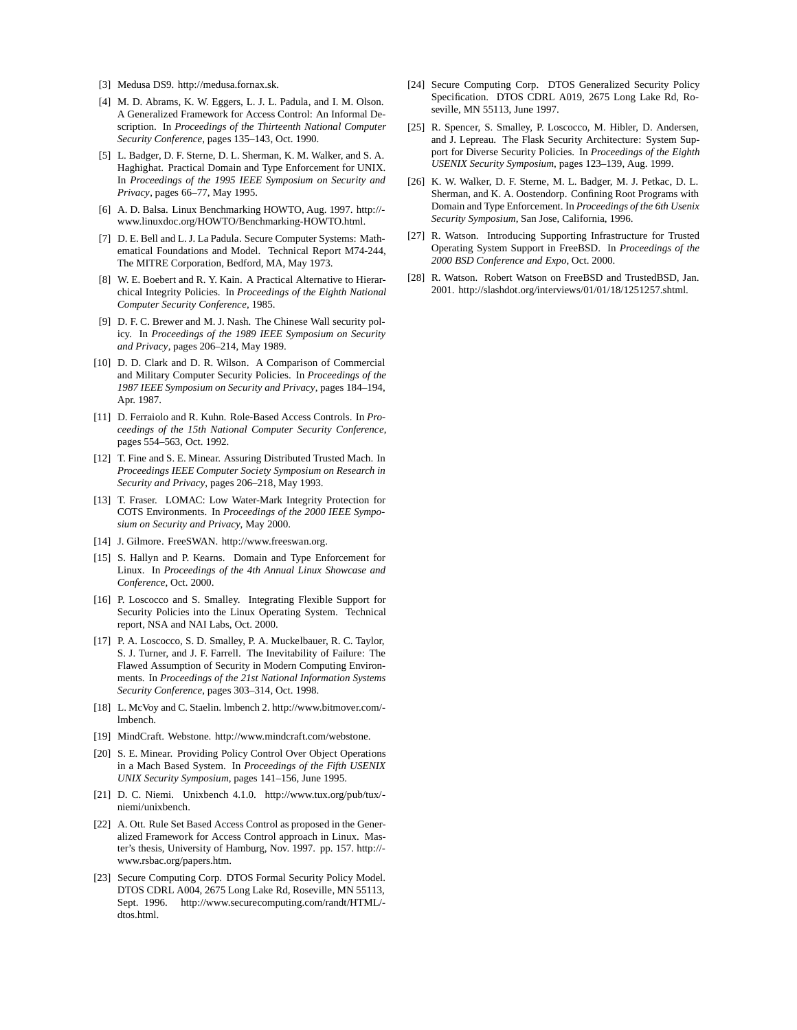[3] Medusa DS9. http://medusa.fornax.sk.

[4] M. D. Abrams, K. W. Eggers, L. J. L. Padula, and I. M. Olson. A Generalized Framework for Access Control: An Informal Description. In *Proceedings of the Thirteenth National Computer Security Conference*, pages 135–143, Oct. 1990.

[5] L. Badger, D. F. Sterne, D. L. Sherman, K. M. Walker, and S. A. Haghighat. Practical Domain and Type Enforcement for UNIX. In *Proceedings of the 1995 IEEE Symposium on Security and Privacy*, pages 66–77, May 1995.

[6] A. D. Balsa. Linux Benchmarking HOWTO, Aug. 1997. http://www.linuxdoc.org/HOWTO/Benchmarking-HOWTO.html.

[7] D. E. Bell and L. J. La Padula. Secure Computer Systems: Mathematical Foundations and Model. Technical Report M74-244, The MITRE Corporation, Bedford, MA, May 1973.

[8] W. E. Boebert and R. Y. Kain. A Practical Alternative to Hierarchical Integrity Policies. In *Proceedings of the Eighth National Computer Security Conference*, 1985.

[9] D. F. C. Brewer and M. J. Nash. The Chinese Wall security policy. In *Proceedings of the 1989 IEEE Symposium on Security and Privacy*, pages 206–214, May 1989.

[10] D. D. Clark and D. R. Wilson. A Comparison of Commercial and Military Computer Security Policies. In *Proceedings of the 1987 IEEE Symposium on Security and Privacy*, pages 184–194, Apr. 1987.

[11] D. Ferraiolo and R. Kuhn. Role-Based Access Controls. In *Proceedings of the 15th National Computer Security Conference*, pages 554–563, Oct. 1992.

[12] T. Fine and S. E. Minear. Assuring Distributed Trusted Mach. In *Proceedings IEEE Computer Society Symposium on Research in Security and Privacy*, pages 206–218, May 1993.

[13] T. Fraser. LOMAC: Low Water-Mark Integrity Protection for COTS Environments. In *Proceedings of the 2000 IEEE Symposium on Security and Privacy*, May 2000.

[14] J. Gilmore. FreeSWAN. http://www.freeswan.org.

[15] S. Hallyn and P. Kearns. Domain and Type Enforcement for Linux. In *Proceedings of the 4th Annual Linux Showcase and Conference*, Oct. 2000.

[16] P. Loscocco and S. Smalley. Integrating Flexible Support for Security Policies into the Linux Operating System. Technical report, NSA and NAI Labs, Oct. 2000.

[17] P. A. Loscocco, S. D. Smalley, P. A. Muckelbauer, R. C. Taylor, S. J. Turner, and J. F. Farrell. The Inevitability of Failure: The Flawed Assumption of Security in Modern Computing Environments. In *Proceedings of the 21st National Information Systems Security Conference*, pages 303–314, Oct. 1998.

[18] L. McVoy and C. Staelin. lmbench 2. http://www.bitmover.com/lmbench.

[19] MindCraft. Webstone. http://www.mindcraft.com/webstone.

[20] S. E. Minear. Providing Policy Control Over Object Operations in a Mach Based System. In *Proceedings of the Fifth USENIX UNIX Security Symposium*, pages 141–156, June 1995.

[21] D. C. Niemi. Unixbench 4.1.0. http://www.tux.org/pub/tux/niemi/unixbench.

[22] A. Ott. Rule Set Based Access Control as proposed in the Generalized Framework for Access Control approach in Linux. Master's thesis, University of Hamburg, Nov. 1997. pp. 157. http://www.rsbac.org/papers.htm.

[23] Secure Computing Corp. DTOS Formal Security Policy Model. DTOS CDRL A004, 2675 Long Lake Rd, Roseville, MN 55113, Sept. 1996. http://www.securecomputing.com/randt/HTML/dtos.html.

[24] Secure Computing Corp. DTOS Generalized Security Policy Specification. DTOS CDRL A019, 2675 Long Lake Rd, Roseville, MN 55113, June 1997.

[25] R. Spencer, S. Smalley, P. Loscocco, M. Hibler, D. Andersen, and J. Lepreau. The Flask Security Architecture: System Support for Diverse Security Policies. In *Proceedings of the Eighth USENIX Security Symposium*, pages 123–139, Aug. 1999.

[26] K. W. Walker, D. F. Sterne, M. L. Badger, M. J. Petkac, D. L. Sherman, and K. A. Oostendorp. Confining Root Programs with Domain and Type Enforcement. In *Proceedings of the 6th Usenix Security Symposium*, San Jose, California, 1996.

[27] R. Watson. Introducing Supporting Infrastructure for Trusted Operating System Support in FreeBSD. In *Proceedings of the 2000 BSD Conference and Expo*, Oct. 2000.

[28] R. Watson. Robert Watson on FreeBSD and TrustedBSD, Jan. 2001. http://slashdot.org/interviews/01/01/18/1251257.shtml.